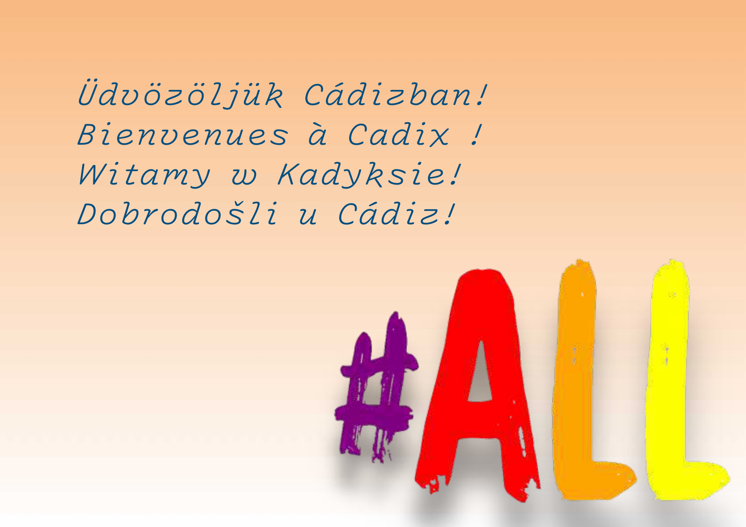*Üdvözöljük Cádizban!*
*Bienvenues à Cadix !*
*Witamy w Kadyksie!*
*Dobrodošli u Cádiz!*

#ALL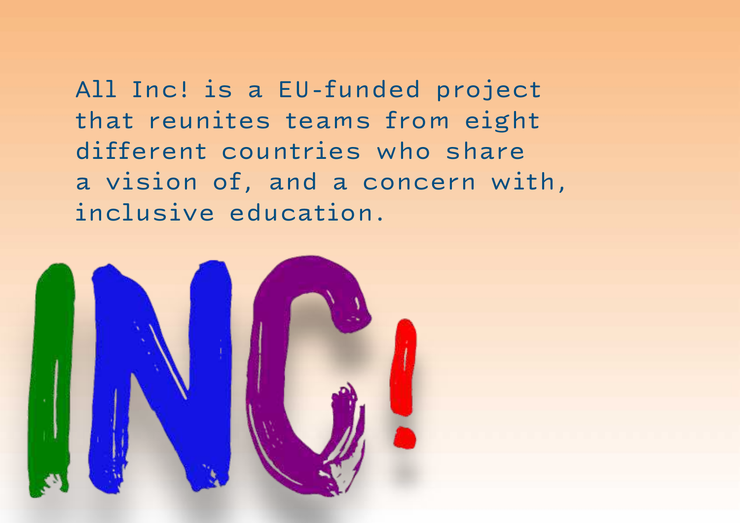All Inc! is a EU-funded project that reunites teams from eight different countries who share a vision of, and a concern with, inclusive education.

INC!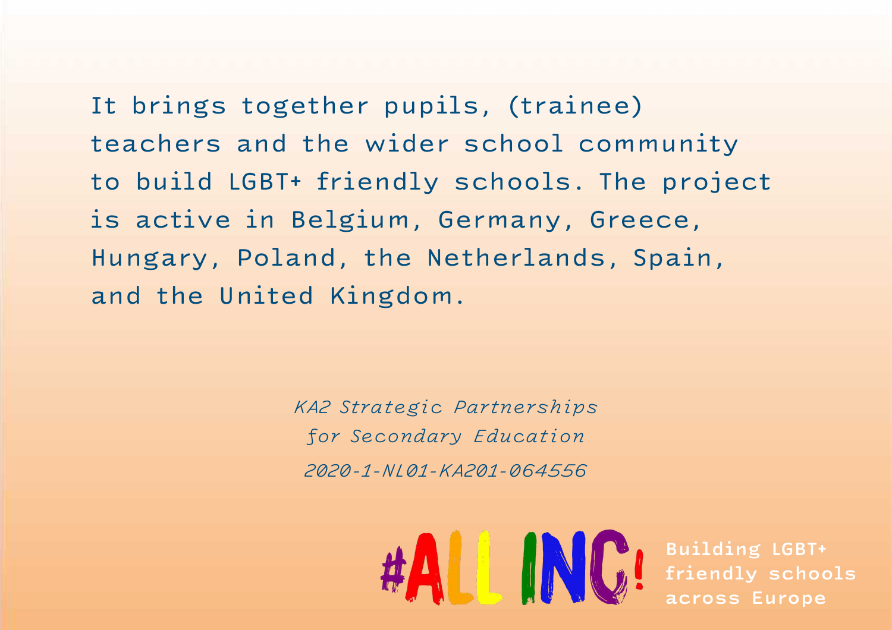It brings together pupils, (trainee) teachers and the wider school community to build LGBT+ friendly schools. The project is active in Belgium, Germany, Greece, Hungary, Poland, the Netherlands, Spain, and the United Kingdom.

*KA2 Strategic Partnerships*
*for Secondary Education*
*2020-1-NL01-KA201-064556*

#ALL INC!

Building LGBT+ friendly schools across Europe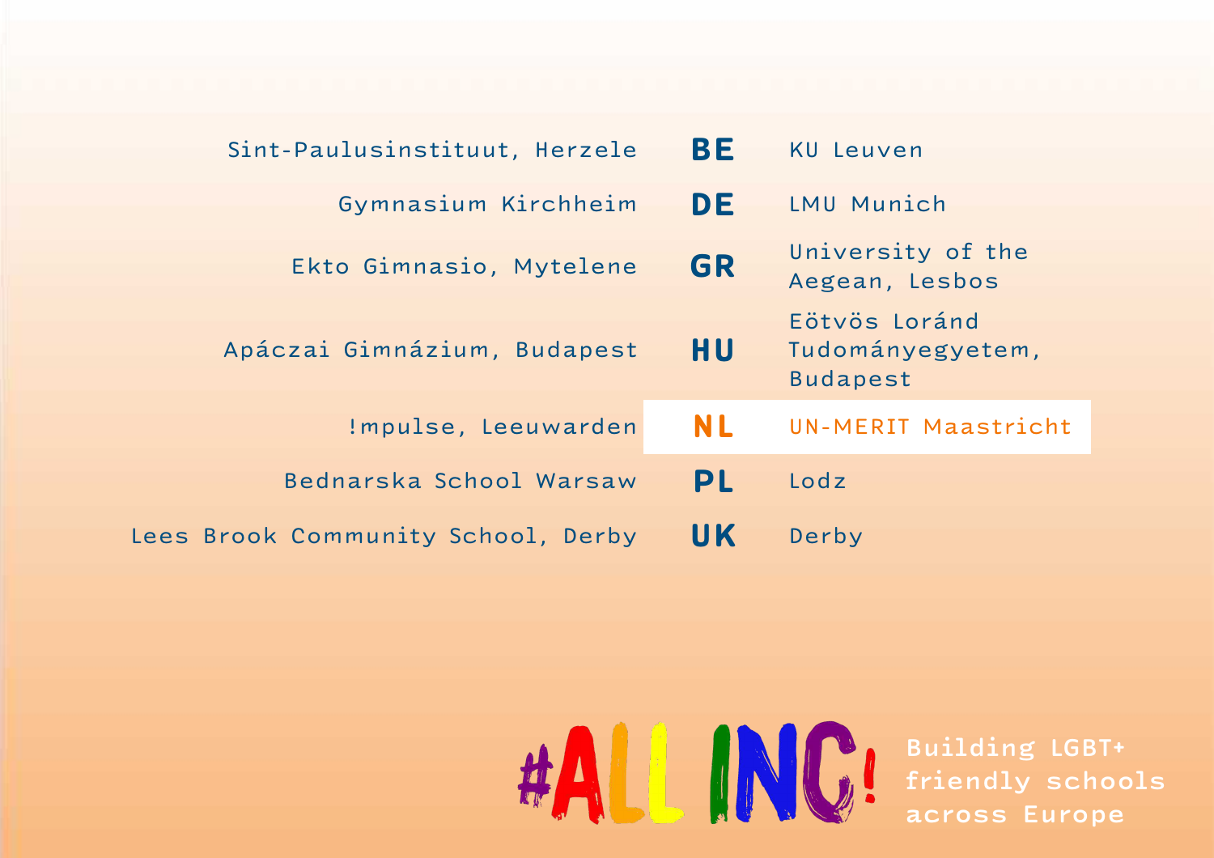| School | Country | University |
|---|---|---|
| Sint-Paulusinstituut, Herzele | **BE** | KU Leuven |
| Gymnasium Kirchheim | **DE** | LMU Munich |
| Ekto Gimnasio, Mytelene | **GR** | University of the Aegean, Lesbos |
| Apáczai Gimnázium, Budapest | **HU** | Eötvös Loránd Tudományegyetem, Budapest |
| !mpulse, Leeuwarden | **NL** | UN-MERIT Maastricht |
| Bednarska School Warsaw | **PL** | Lodz |
| Lees Brook Community School, Derby | **UK** | Derby |

#ALL INC!

Building LGBT+ friendly schools across Europe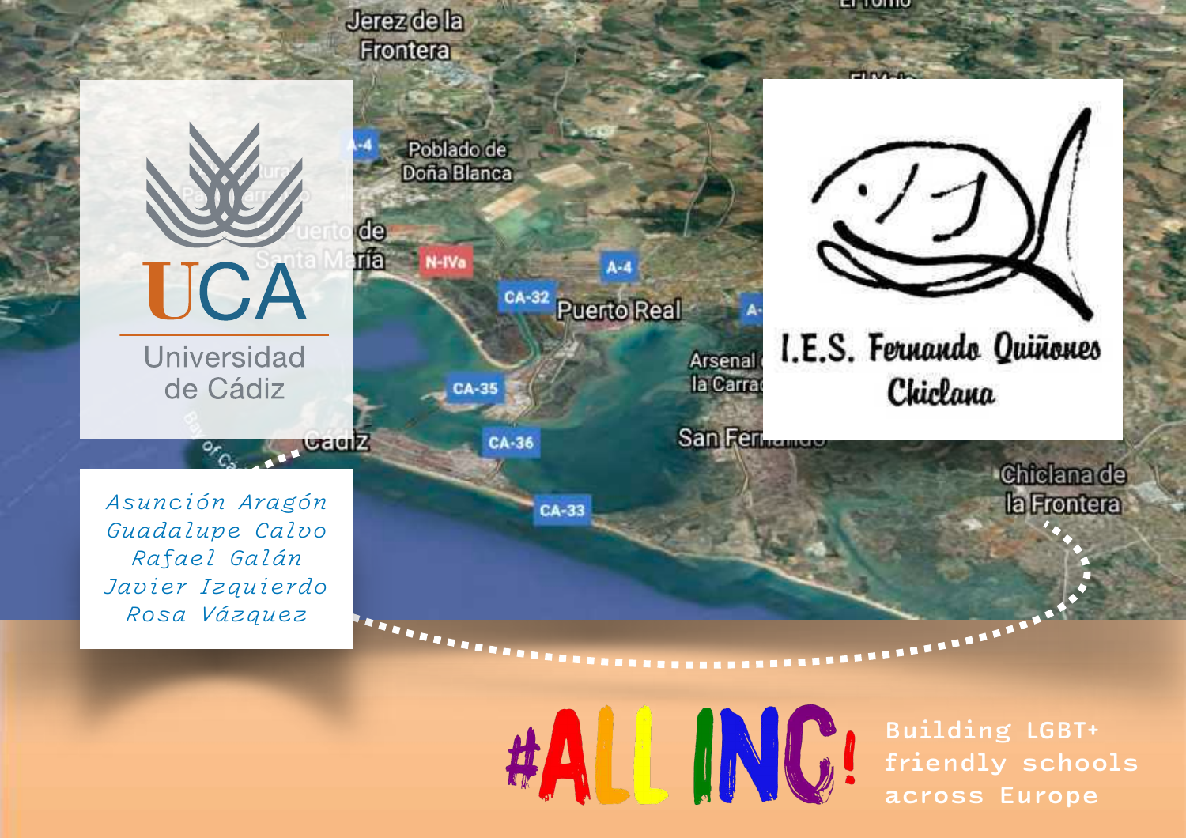UCA
Universidad de Cádiz

I.E.S. Fernando Quiñones
Chiclana

*Asunción Aragón*
*Guadalupe Calvo*
*Rafael Galán*
*Javier Izquierdo*
*Rosa Vázquez*

#ALL INC!

Building LGBT+ friendly schools across Europe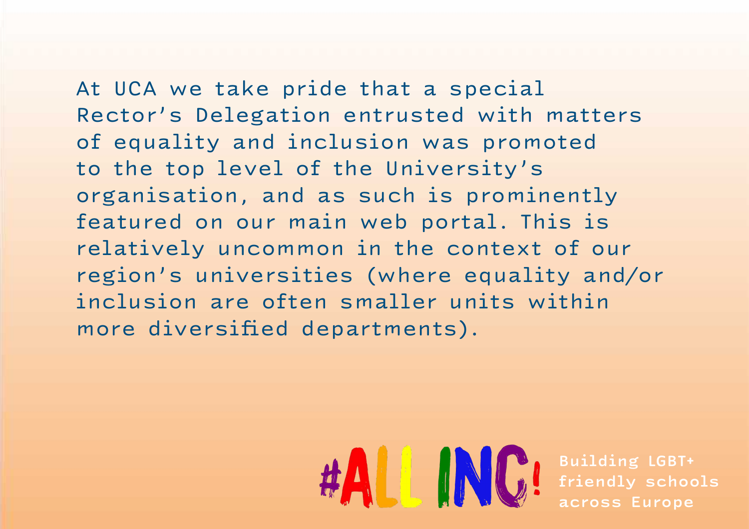At UCA we take pride that a special Rector's Delegation entrusted with matters of equality and inclusion was promoted to the top level of the University's organisation, and as such is prominently featured on our main web portal. This is relatively uncommon in the context of our region's universities (where equality and/or inclusion are often smaller units within more diversified departments).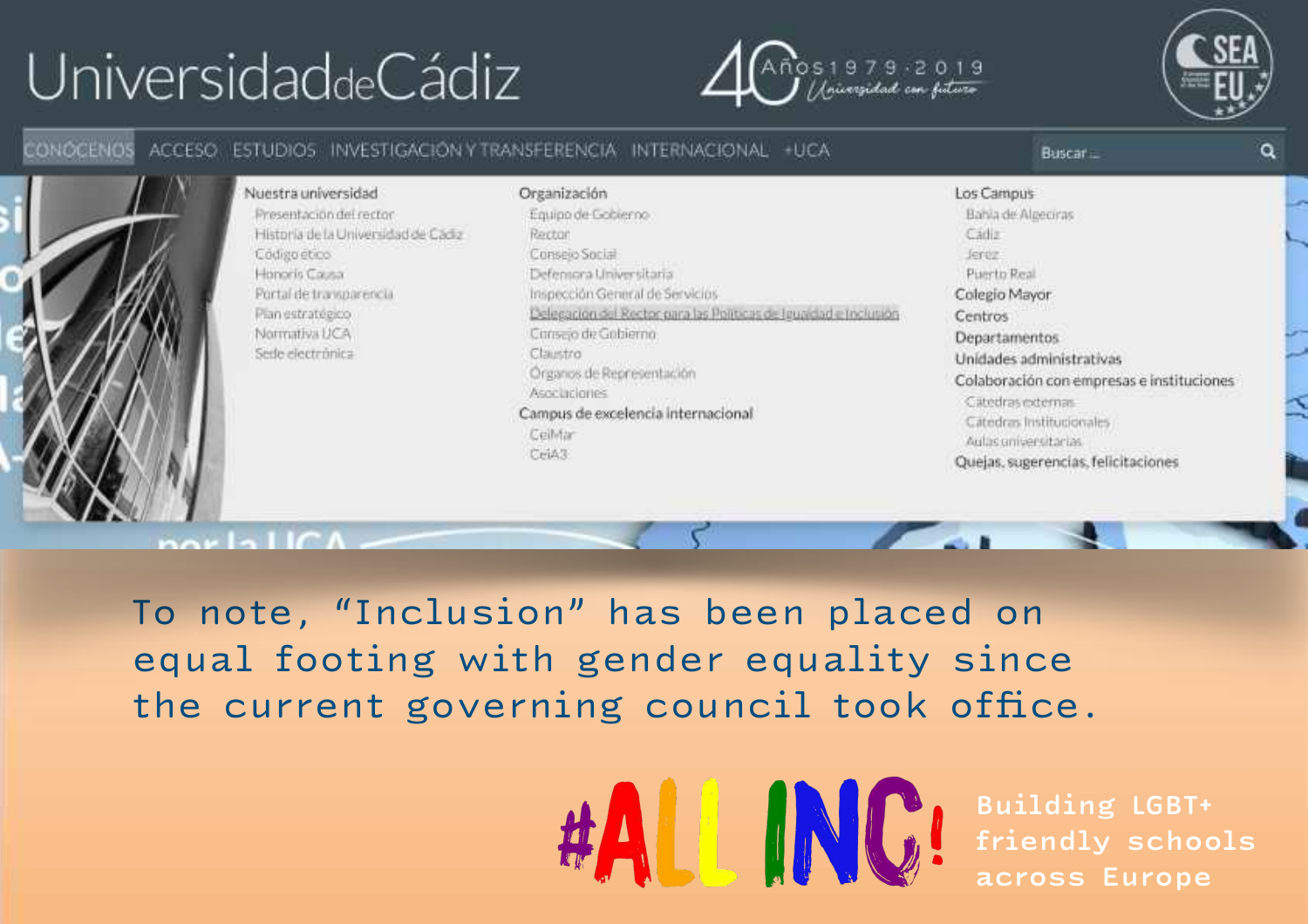UniversidaddeCádiz

40 Años 1979·2019 Universidad con futuro

CONÓCENOS ACCESO ESTUDIOS INVESTIGACIÓN Y TRANSFERENCIA INTERNACIONAL +UCA

Buscar ...

Nuestra universidad

- Presentación del rector
- Historia de la Universidad de Cádiz
- Código ético
- Honoris Causa
- Portal de transparencia
- Plan estratégico
- Normativa UCA
- Sede electrónica

Organización

- Equipo de Gobierno
- Rector
- Consejo Social
- Defensora Universitaria
- Inspección General de Servicios
- Delegación del Rector para las Políticas de Igualdad e Inclusión
- Consejo de Gobierno
- Claustro
- Órganos de Representación
- Asociaciones

Campus de excelencia internacional

- CeiMar
- CeiA3

Los Campus

- Bahía de Algeciras
- Cádiz
- Jerez
- Puerto Real

Colegio Mayor

Centros

Departamentos

Unidades administrativas

Colaboración con empresas e instituciones

- Cátedras externas
- Cátedras Institucionales
- Aulas universitarias

Quejas, sugerencias, felicitaciones

To note, “Inclusion” has been placed on equal footing with gender equality since the current governing council took office.

#ALL INC! Building LGBT+ friendly schools across Europe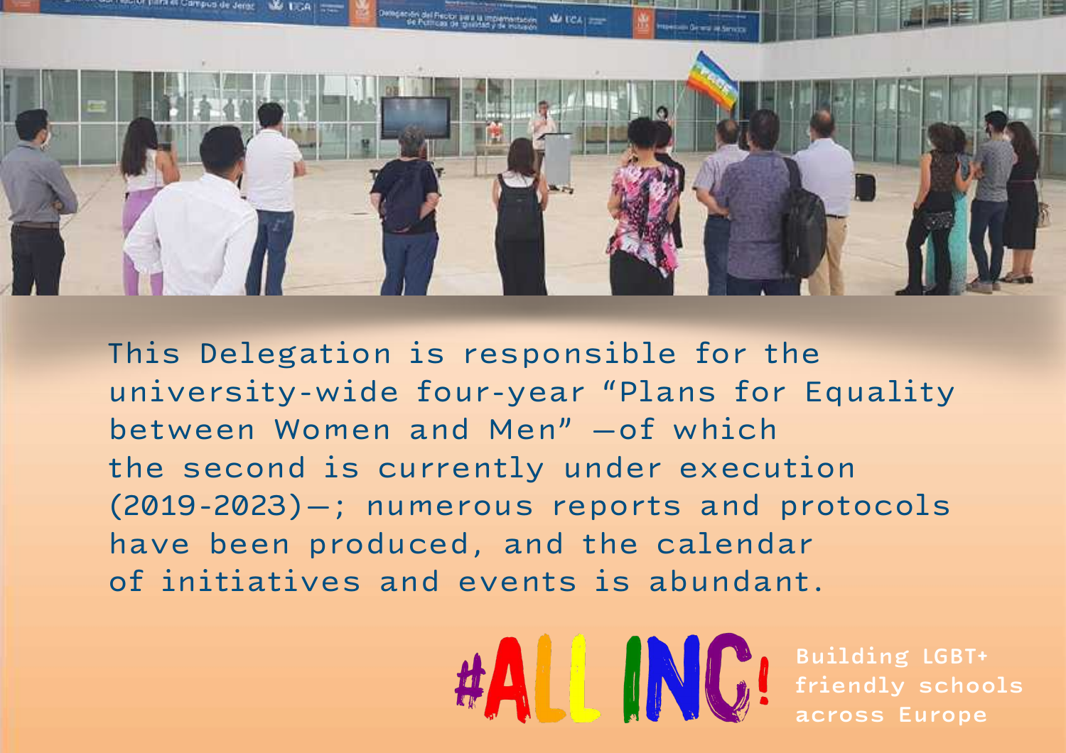This Delegation is responsible for the university-wide four-year "Plans for Equality between Women and Men" —of which the second is currently under execution (2019-2023)—; numerous reports and protocols have been produced, and the calendar of initiatives and events is abundant.

#ALL INC! Building LGBT+ friendly schools across Europe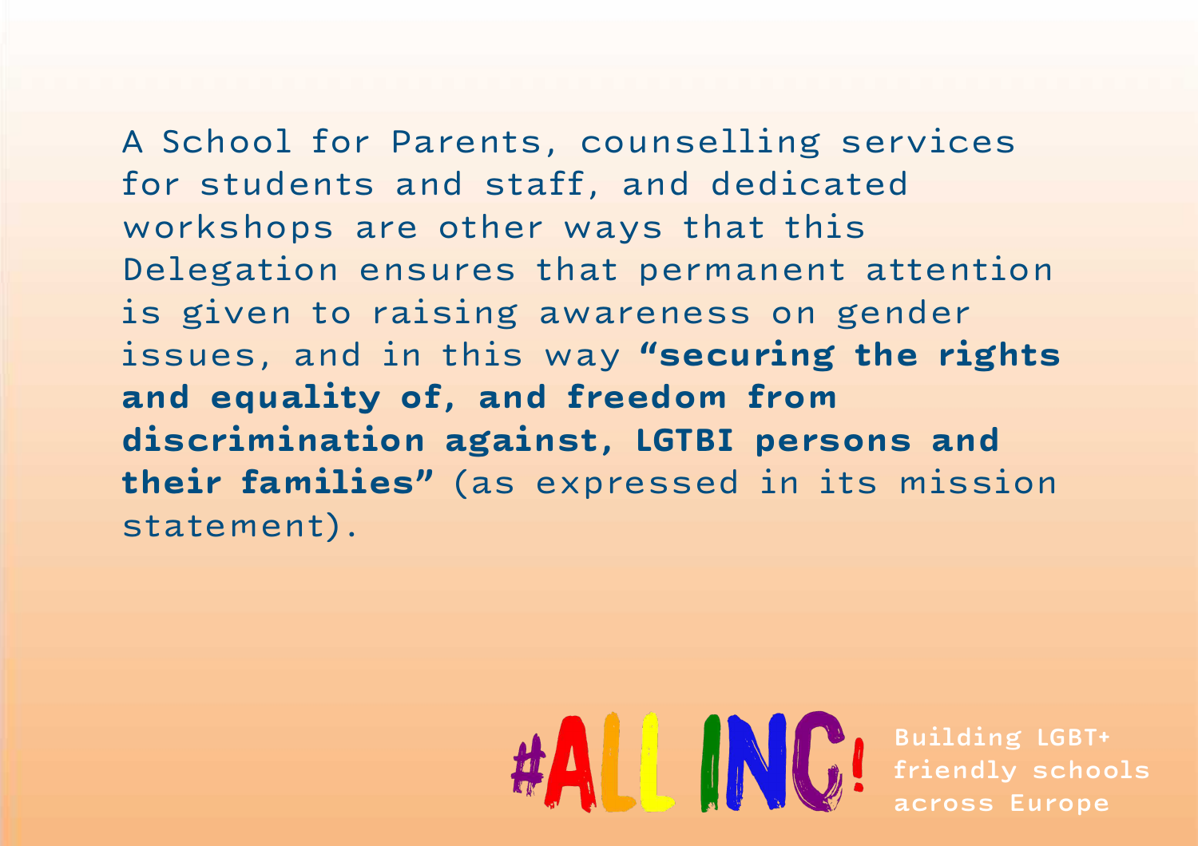A School for Parents, counselling services for students and staff, and dedicated workshops are other ways that this Delegation ensures that permanent attention is given to raising awareness on gender issues, and in this way **"securing the rights and equality of, and freedom from discrimination against, LGTBI persons and their families"** (as expressed in its mission statement).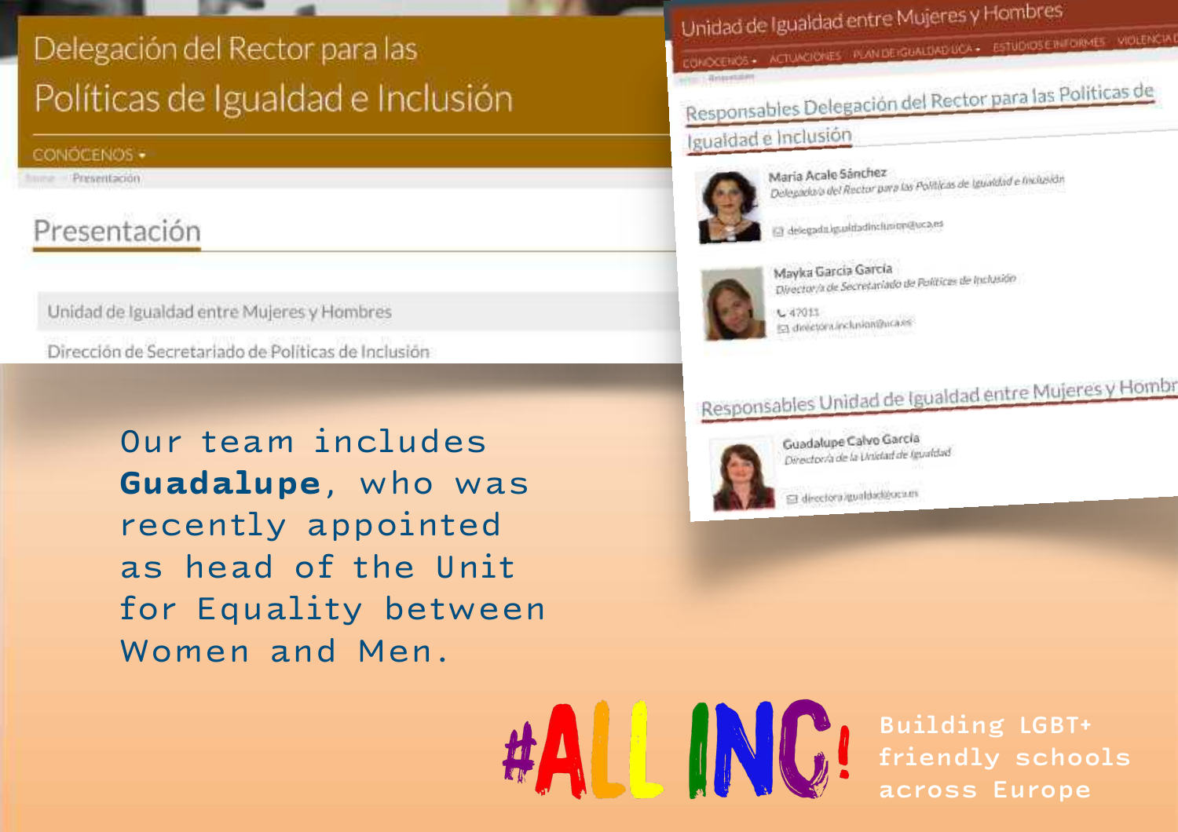Delegación del Rector para las Políticas de Igualdad e Inclusión

CONÓCENOS ▾

Home · Presentación

## Presentación

Unidad de Igualdad entre Mujeres y Hombres

Dirección de Secretariado de Políticas de Inclusión

Unidad de Igualdad entre Mujeres y Hombres

CONÓCENOS ▾ ACTUACIONES PLAN DE IGUALDAD UCA ▾ ESTUDIOS E INFORMES VIOLENCIA D

## Responsables Delegación del Rector para las Políticas de Igualdad e Inclusión

María Acale Sánchez
*Delegado/a del Rector para las Políticas de Igualdad e Inclusión*
delegada.igualdadinclusion@uca.es

Mayka García García
*Director/a de Secretariado de Políticas de Inclusión*
47011
directora.inclusion@uca.es

## Responsables Unidad de Igualdad entre Mujeres y Hombr

Guadalupe Calvo García
*Director/a de la Unidad de Igualdad*
directora.igualdad@uca.es

Our team includes **Guadalupe**, who was recently appointed as head of the Unit for Equality between Women and Men.

#ALL INC!

Building LGBT+ friendly schools across Europe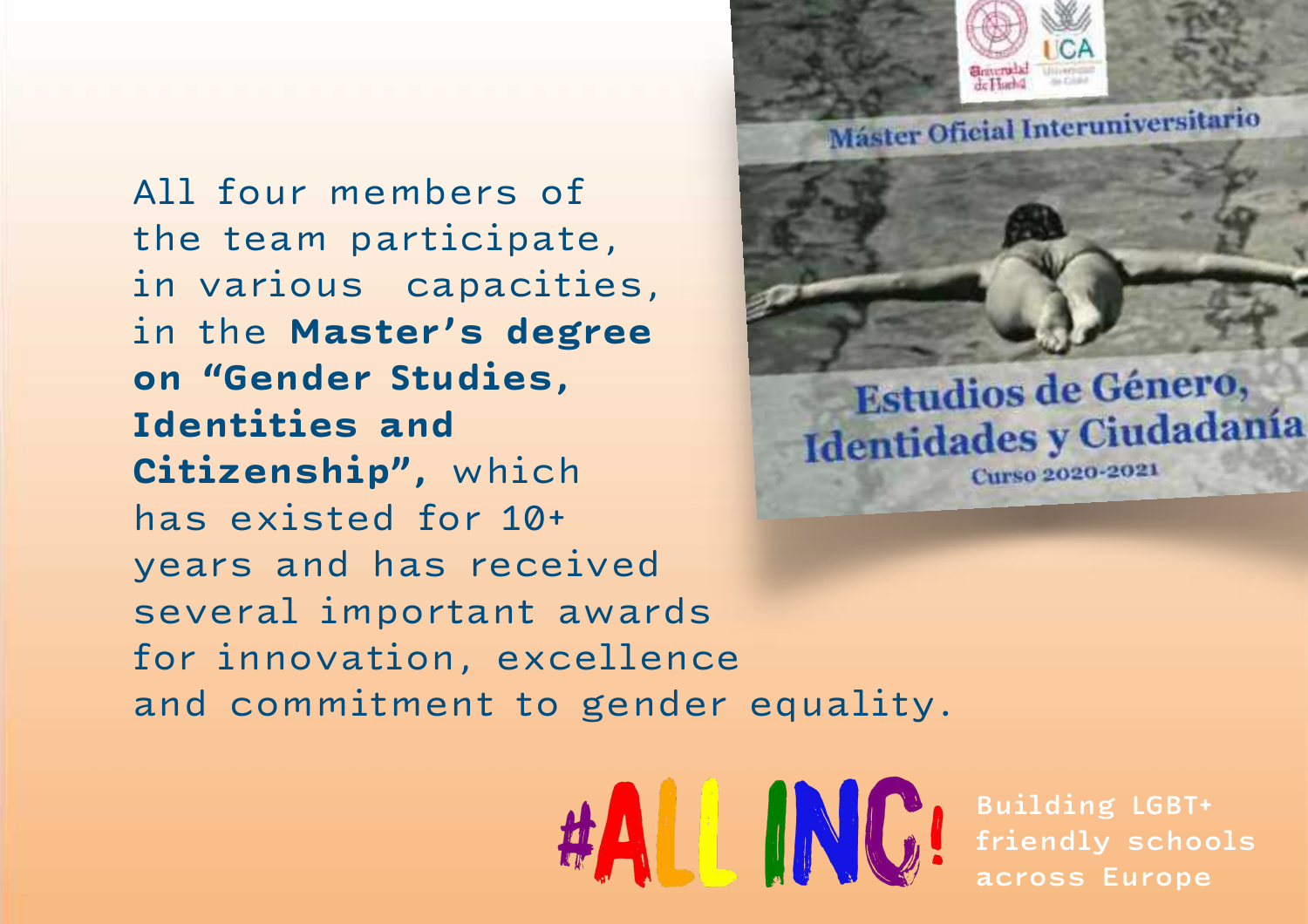All four members of the team participate, in various capacities, in the **Master's degree on "Gender Studies, Identities and Citizenship"**, which has existed for 10+ years and has received several important awards for innovation, excellence and commitment to gender equality.

Máster Oficial Interuniversitario

Estudios de Género, Identidades y Ciudadanía

Curso 2020-2021

#ALL INC!

Building LGBT+ friendly schools across Europe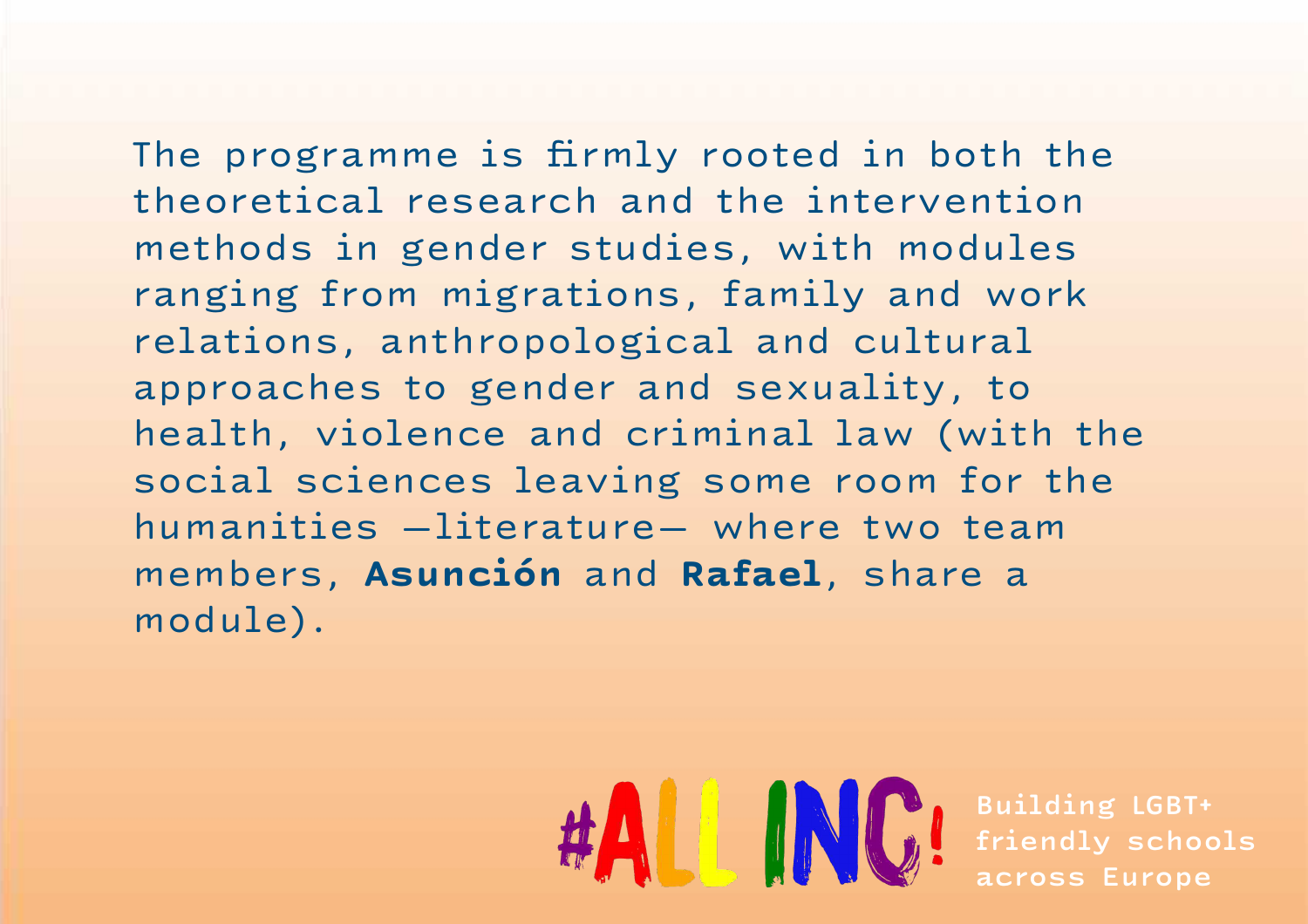The programme is firmly rooted in both the theoretical research and the intervention methods in gender studies, with modules ranging from migrations, family and work relations, anthropological and cultural approaches to gender and sexuality, to health, violence and criminal law (with the social sciences leaving some room for the humanities —literature— where two team members, **Asunción** and **Rafael**, share a module).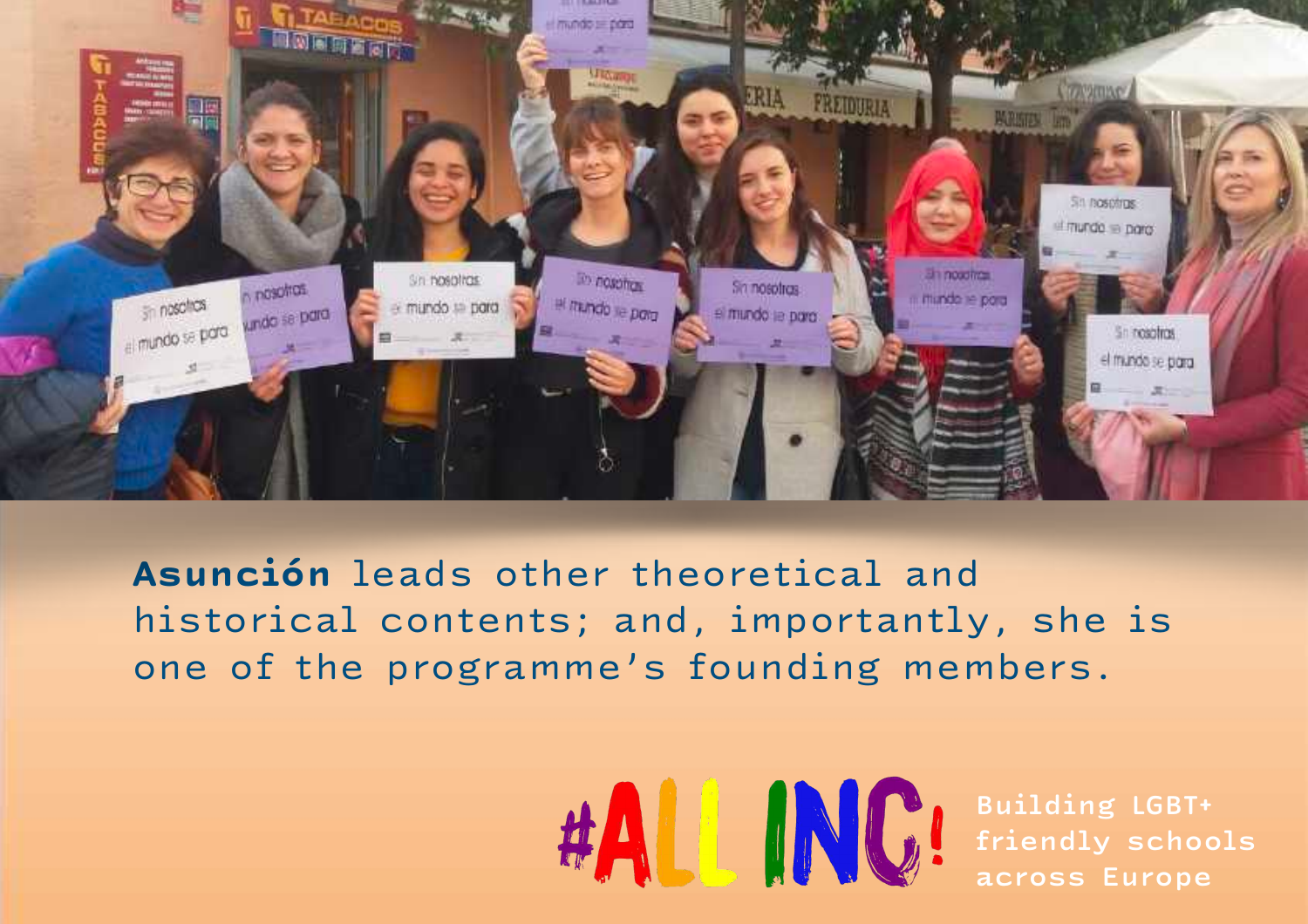**Asunción** leads other theoretical and historical contents; and, importantly, she is one of the programme's founding members.

#ALL INC! Building LGBT+ friendly schools across Europe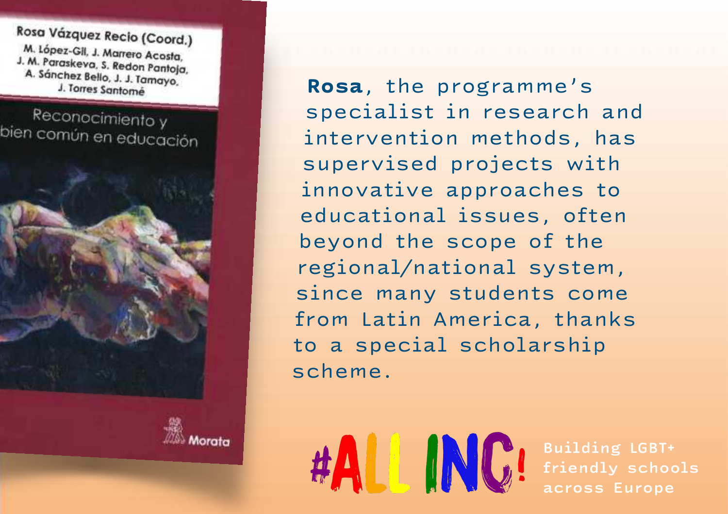Rosa Vázquez Recio (Coord.)

M. López-Gil, J. Marrero Acosta, J. M. Paraskeva, S. Redon Pantoja, A. Sánchez Bello, J. J. Tamayo, J. Torres Santomé

Reconocimiento y bien común en educación

Morata

**Rosa**, the programme's specialist in research and intervention methods, has supervised projects with innovative approaches to educational issues, often beyond the scope of the regional/national system, since many students come from Latin America, thanks to a special scholarship scheme.

#ALL INC! Building LGBT+ friendly schools across Europe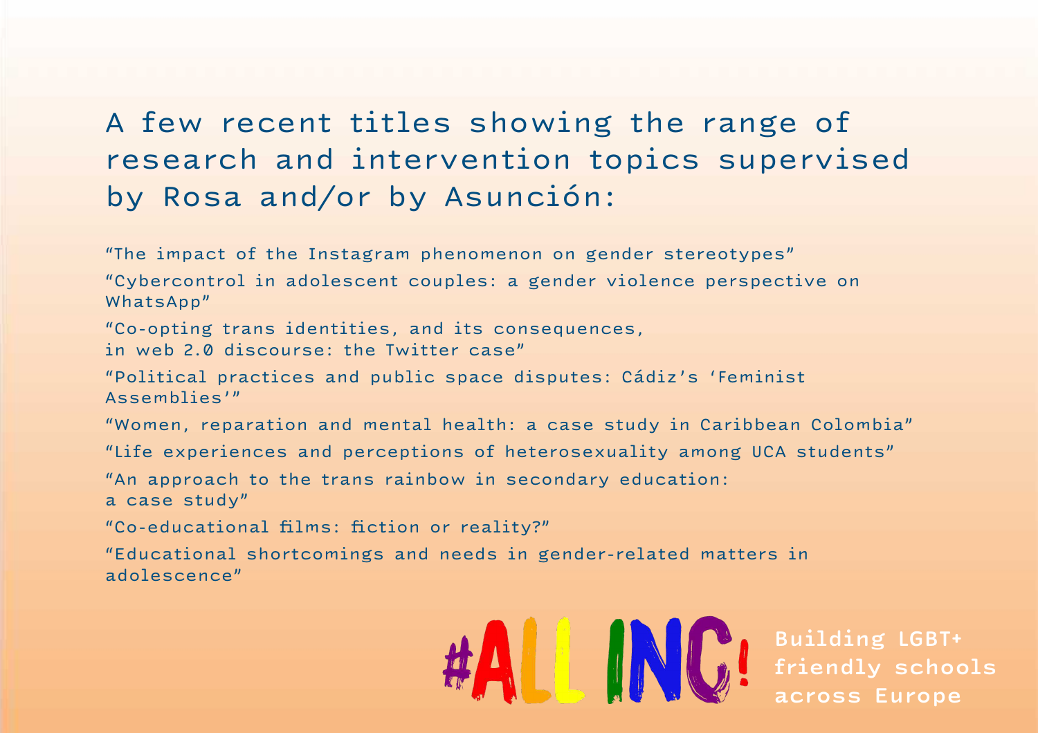## A few recent titles showing the range of research and intervention topics supervised by Rosa and/or by Asunción:

"The impact of the Instagram phenomenon on gender stereotypes"

"Cybercontrol in adolescent couples: a gender violence perspective on WhatsApp"

"Co-opting trans identities, and its consequences, in web 2.0 discourse: the Twitter case"

"Political practices and public space disputes: Cádiz's 'Feminist Assemblies'"

"Women, reparation and mental health: a case study in Caribbean Colombia"

"Life experiences and perceptions of heterosexuality among UCA students"

"An approach to the trans rainbow in secondary education: a case study"

"Co-educational films: fiction or reality?"

"Educational shortcomings and needs in gender-related matters in adolescence"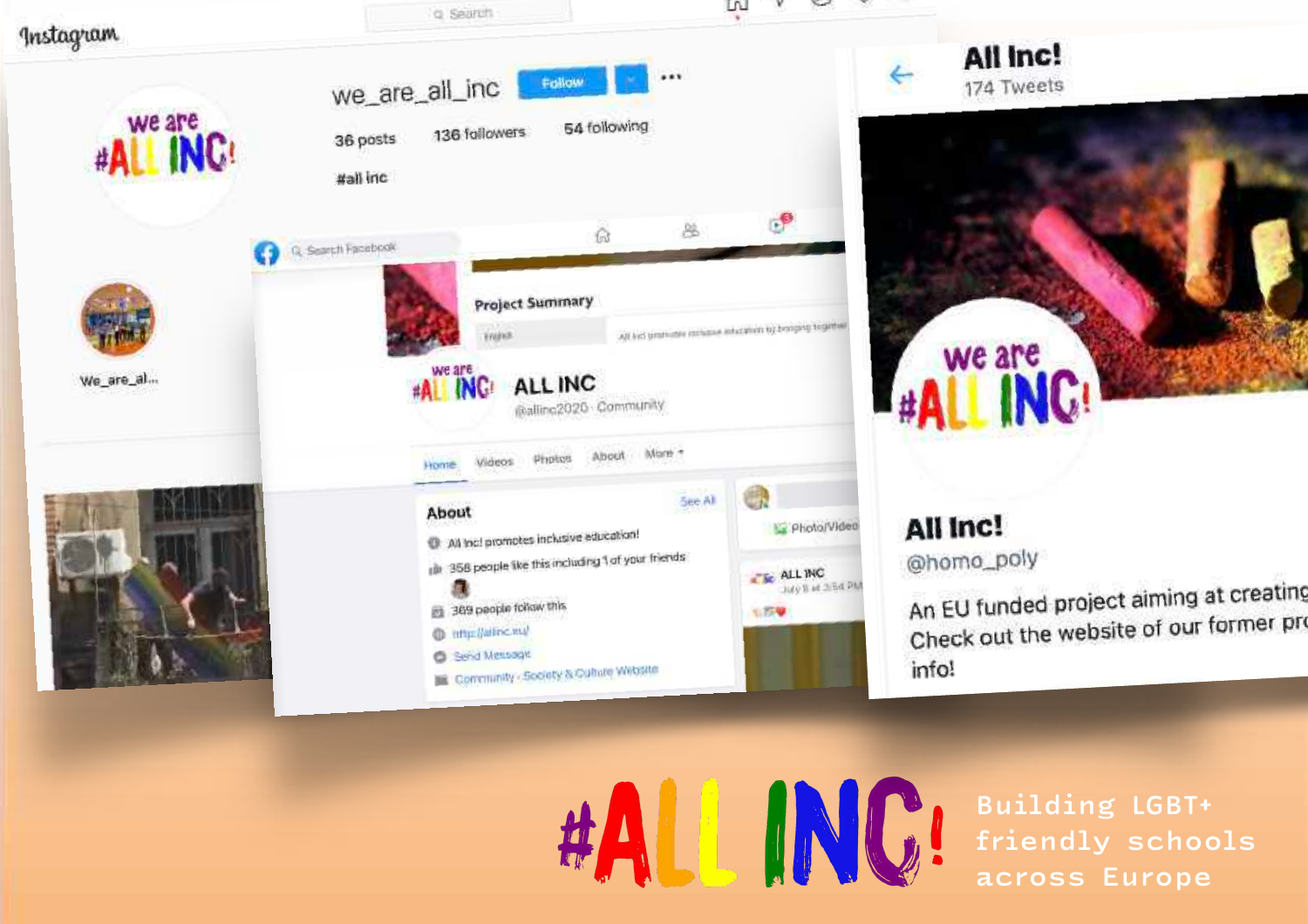# #ALL INC!

Building LGBT+ friendly schools across Europe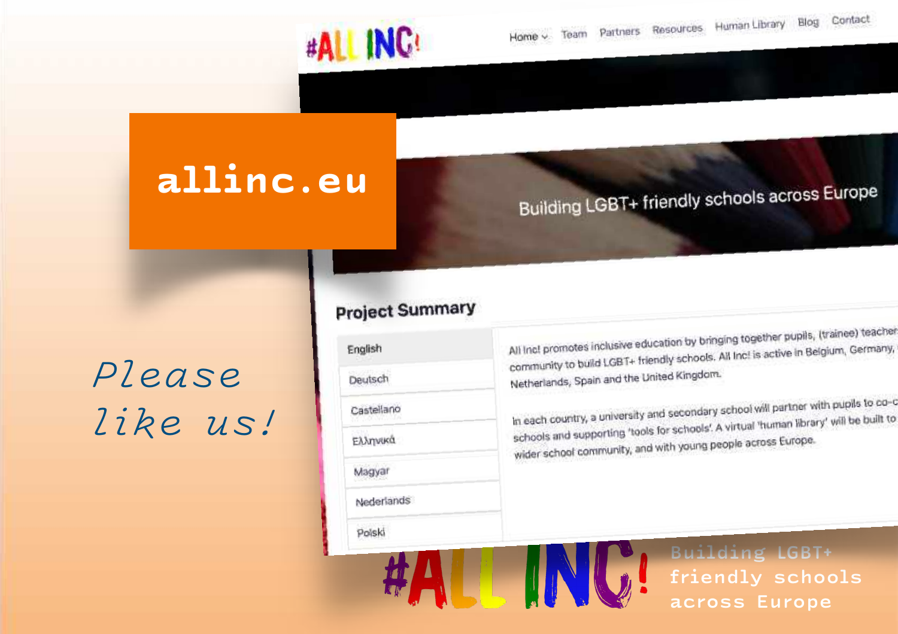**allinc.eu**

*Please like us!*

#ALL INC!

Home Team Partners Resources Human Library Blog Contact

Building LGBT+ friendly schools across Europe

## Project Summary

- English
- Deutsch
- Castellano
- Ελληνικά
- Magyar
- Nederlands
- Polski

All Inc! promotes inclusive education by bringing together pupils, (trainee) teacher... community to build LGBT+ friendly schools. All Inc! is active in Belgium, Germany, ... Netherlands, Spain and the United Kingdom.

In each country, a university and secondary school will partner with pupils to co-c... schools and supporting 'tools for schools'. A virtual 'human library' will be built to ... wider school community, and with young people across Europe.

#ALL INC! Building LGBT+ friendly schools across Europe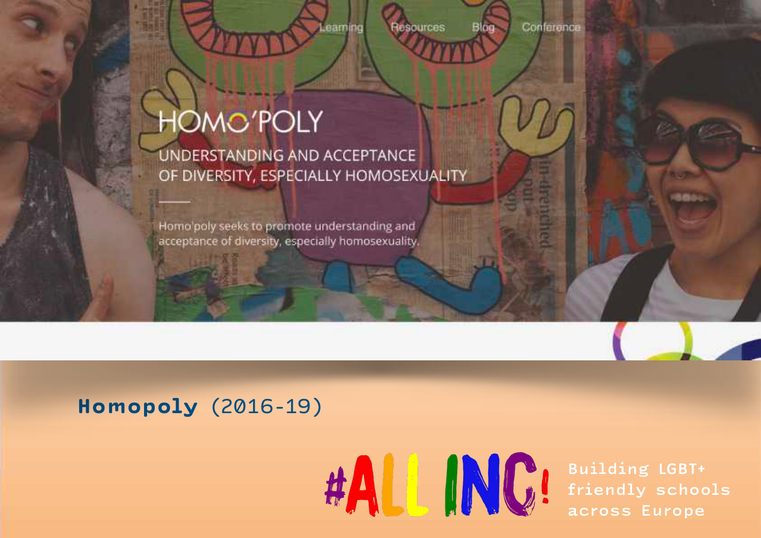Learning Resources Blog Conference

# HOMO'POLY

UNDERSTANDING AND ACCEPTANCE OF DIVERSITY, ESPECIALLY HOMOSEXUALITY

Homo'poly seeks to promote understanding and acceptance of diversity, especially homosexuality.

**Homopoly** (2016-19)

#ALL INC! Building LGBT+ friendly schools across Europe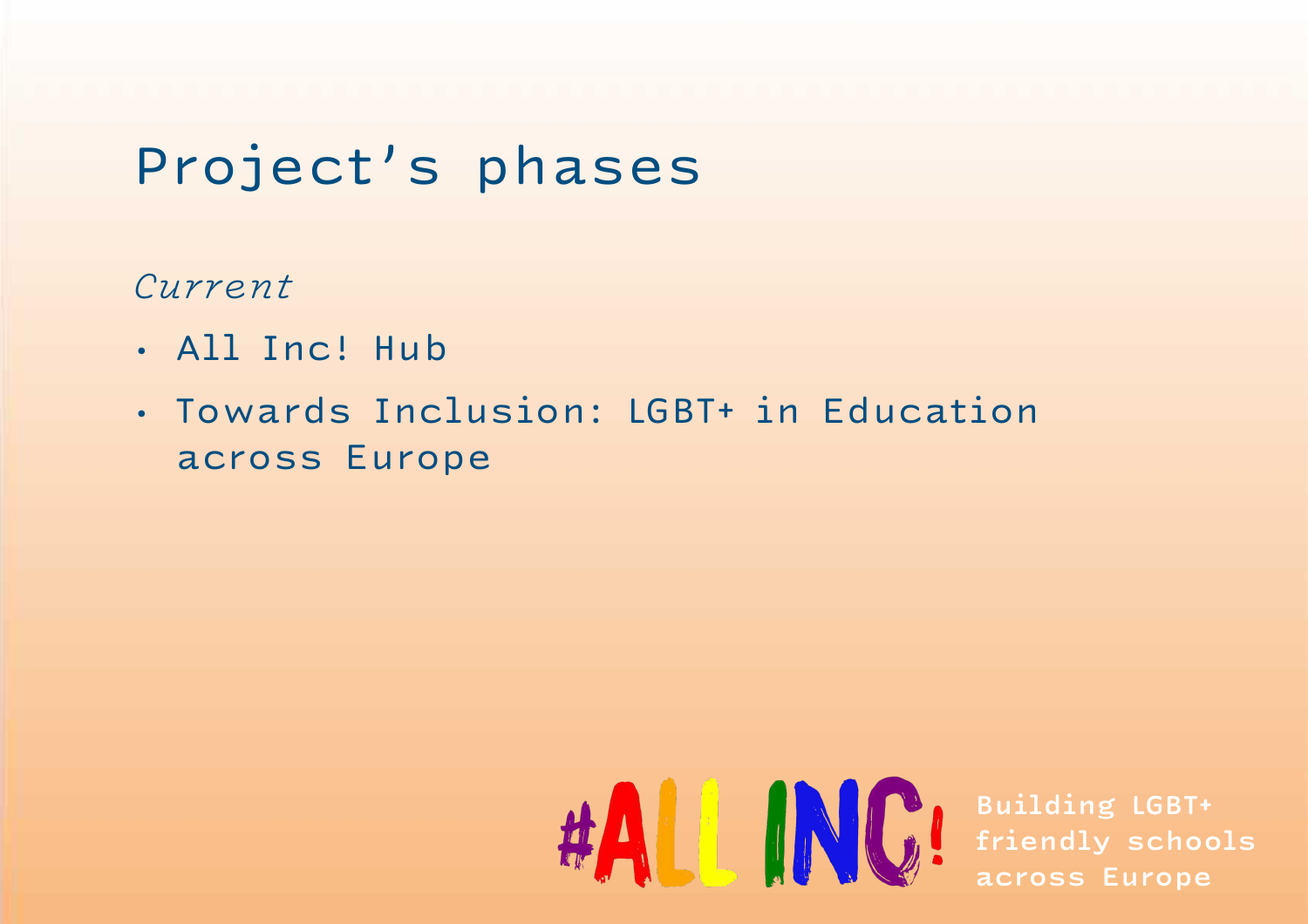# Project’s phases

*Current*

- All Inc! Hub
- Towards Inclusion: LGBT+ in Education across Europe

#ALL INC! Building LGBT+ friendly schools across Europe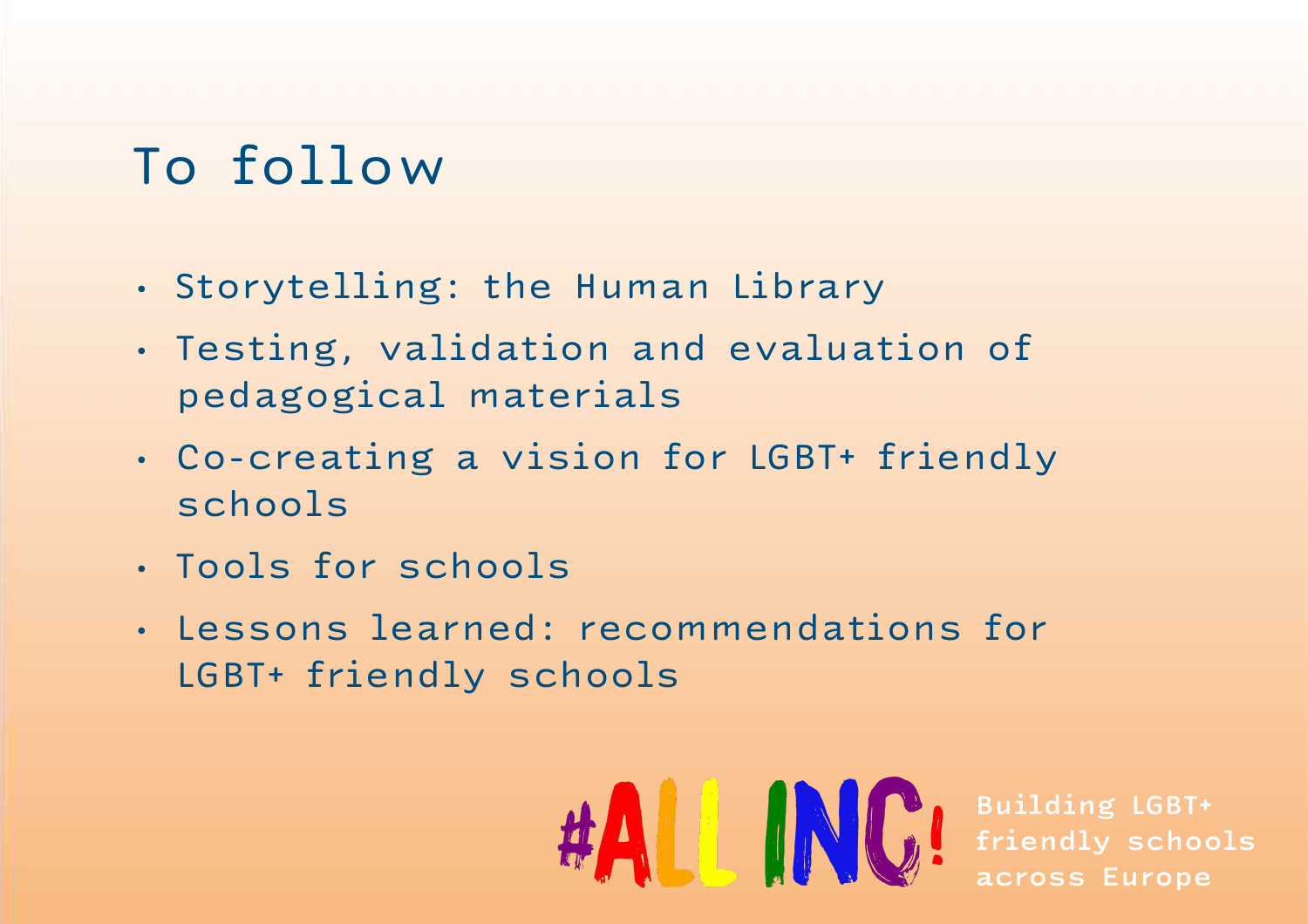# To follow

- Storytelling: the Human Library
- Testing, validation and evaluation of pedagogical materials
- Co-creating a vision for LGBT+ friendly schools
- Tools for schools
- Lessons learned: recommendations for LGBT+ friendly schools

#ALL INC! Building LGBT+ friendly schools across Europe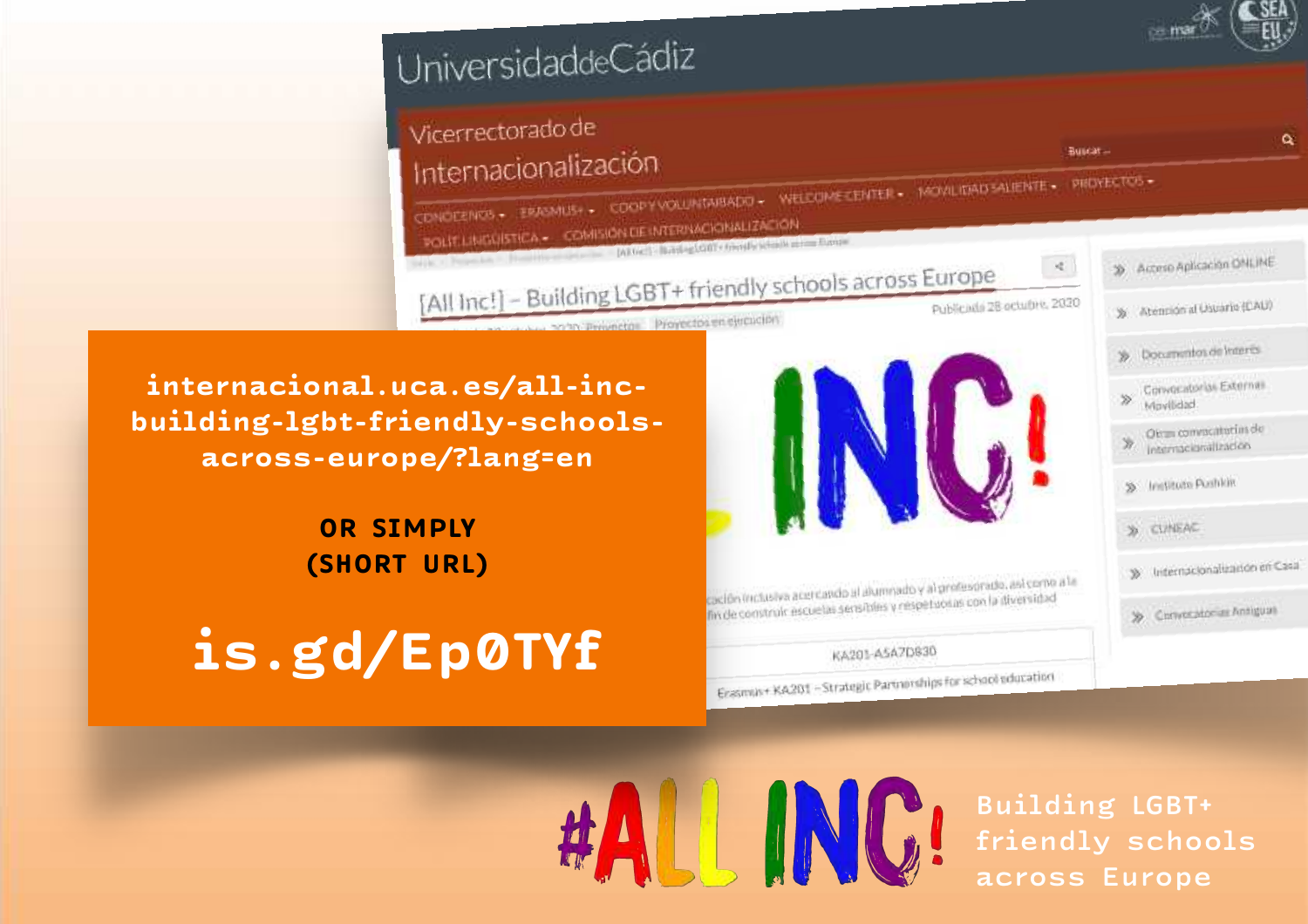internacional.uca.es/all-inc-building-lgbt-friendly-schools-across-europe/?lang=en

**OR SIMPLY (SHORT URL)**

**is.gd/Ep0TYf**

#ALL INC! Building LGBT+ friendly schools across Europe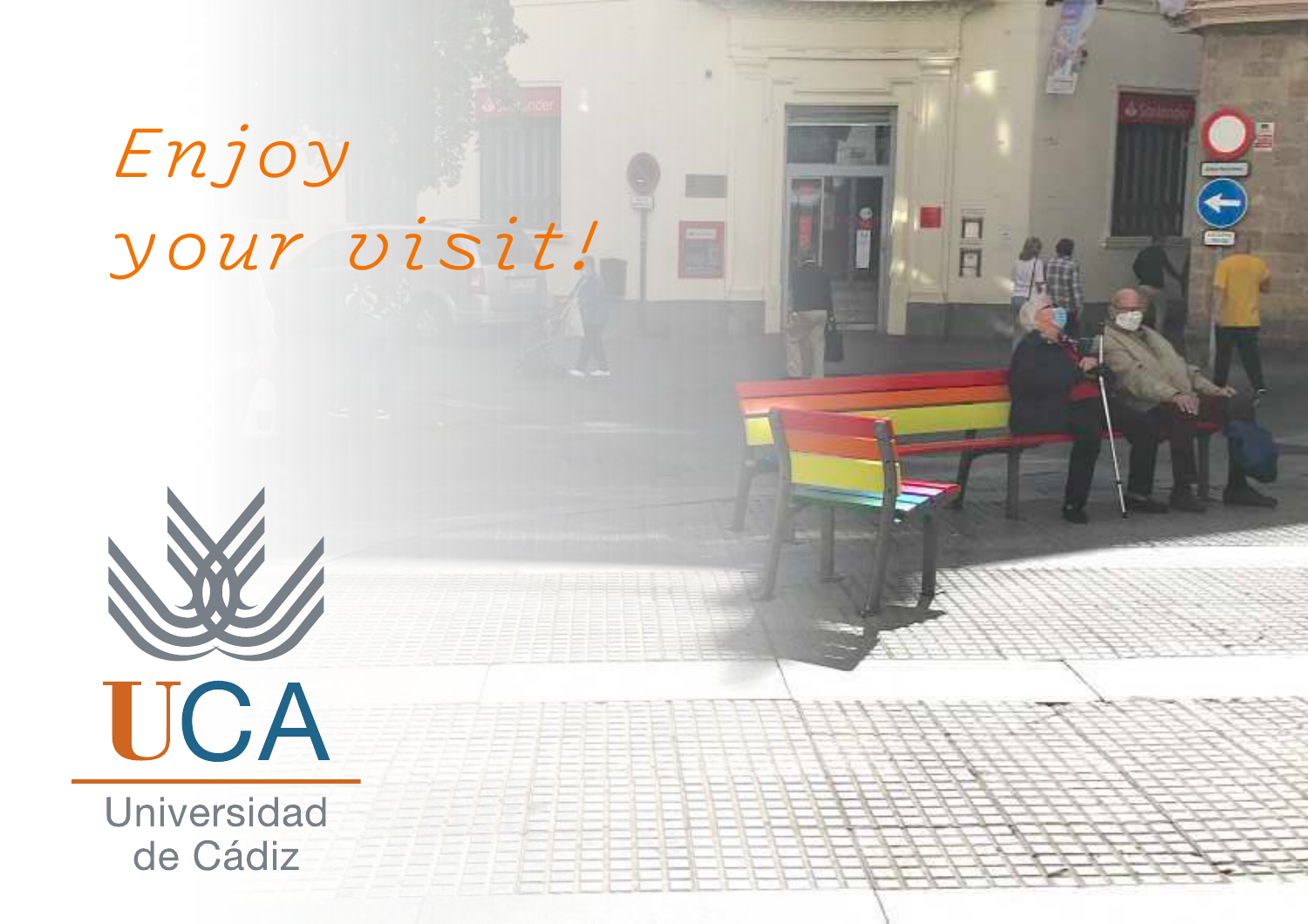*Enjoy your visit!*

UCA

Universidad de Cádiz